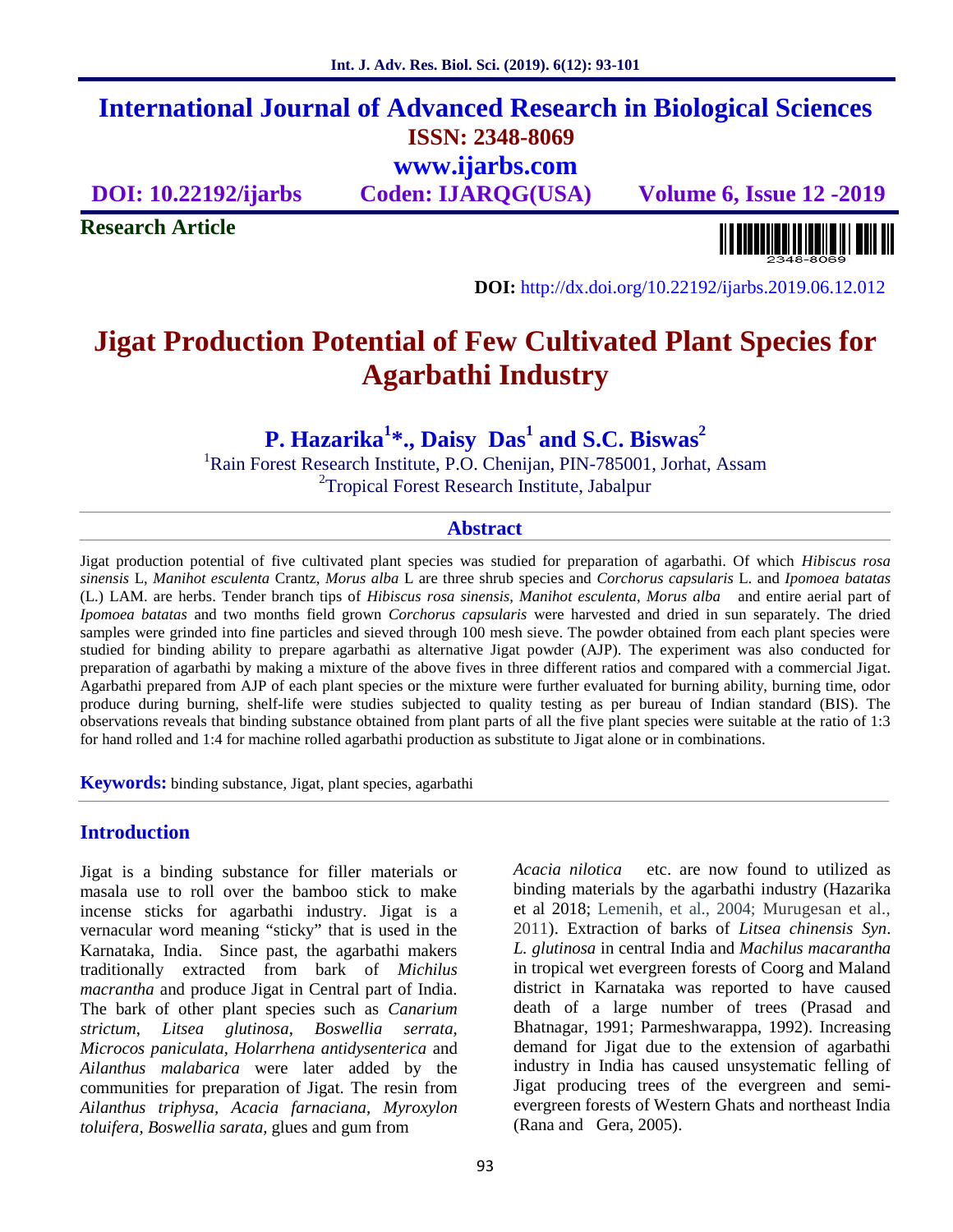# International Journal of Advanced Research in Biological Sciences

**ISSN: 2348-8069**

**www.ijarbs.com**

**DOI: 10.22192/ijarbs** **Coden: IJARQG(USA)** **Volume 6, Issue 12 -2019**

**Research Article**

**DOI:** http://dx.doi.org/10.22192/ijarbs.2019.06.12.012

# Jigat Production Potential of Few Cultivated Plant Species for Agarbathi Industry

**P. Hazarika[1]*., Daisy Das[1] and S.C. Biswas[2]**

[1]Rain Forest Research Institute, P.O. Chenijan, PIN-785001, Jorhat, Assam

[2]Tropical Forest Research Institute, Jabalpur

## Abstract

Jigat production potential of five cultivated plant species was studied for preparation of agarbathi. Of which *Hibiscus rosa sinensis* L, *Manihot esculenta* Crantz, *Morus alba* L are three shrub species and *Corchorus capsularis* L. and *Ipomoea batatas* (L.) LAM. are herbs. Tender branch tips of *Hibiscus rosa sinensis, Manihot esculenta*, *Morus alba* and entire aerial part of *Ipomoea batatas* and two months field grown *Corchorus capsularis* were harvested and dried in sun separately. The dried samples were grinded into fine particles and sieved through 100 mesh sieve. The powder obtained from each plant species were studied for binding ability to prepare agarbathi as alternative Jigat powder (AJP). The experiment was also conducted for preparation of agarbathi by making a mixture of the above fives in three different ratios and compared with a commercial Jigat. Agarbathi prepared from AJP of each plant species or the mixture were further evaluated for burning ability, burning time, odor produce during burning, shelf-life were studies subjected to quality testing as per bureau of Indian standard (BIS). The observations reveals that binding substance obtained from plant parts of all the five plant species were suitable at the ratio of 1:3 for hand rolled and 1:4 for machine rolled agarbathi production as substitute to Jigat alone or in combinations.

**Keywords:** binding substance, Jigat, plant species, agarbathi

## Introduction

Jigat is a binding substance for filler materials or masala use to roll over the bamboo stick to make incense sticks for agarbathi industry. Jigat is a vernacular word meaning "sticky" that is used in the Karnataka, India. Since past, the agarbathi makers traditionally extracted from bark of *Michilus macrantha* and produce Jigat in Central part of India. The bark of other plant species such as *Canarium strictum*, *Litsea glutinosa*, *Boswellia serrata, Microcos paniculata, Holarrhena antidysenterica* and *Ailanthus malabarica* were later added by the communities for preparation of Jigat. The resin from *Ailanthus triphysa, Acacia farnaciana, Myroxylon toluifera, Boswellia sarata,* glues and gum from *Acacia nilotica* etc. are now found to utilized as binding materials by the agarbathi industry (Hazarika et al 2018; Lemenih, et al., 2004; Murugesan et al., 2011). Extraction of barks of *Litsea chinensis Syn*. *L. glutinosa* in central India and *Machilus macarantha* in tropical wet evergreen forests of Coorg and Maland district in Karnataka was reported to have caused death of a large number of trees (Prasad and Bhatnagar, 1991; Parmeshwarappa, 1992). Increasing demand for Jigat due to the extension of agarbathi industry in India has caused unsystematic felling of Jigat producing trees of the evergreen and semi-evergreen forests of Western Ghats and northeast India (Rana and Gera, 2005).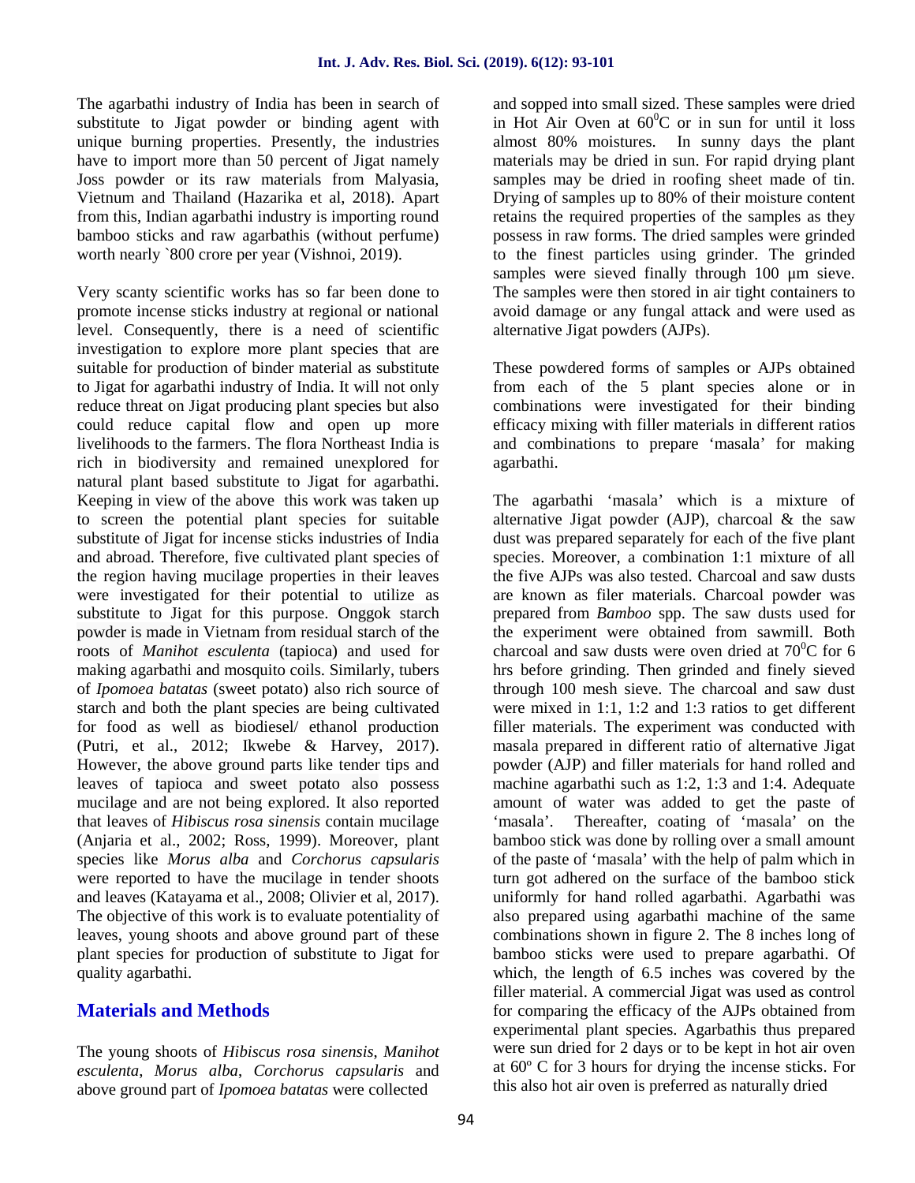The agarbathi industry of India has been in search of substitute to Jigat powder or binding agent with unique burning properties. Presently, the industries have to import more than 50 percent of Jigat namely Joss powder or its raw materials from Malyasia, Vietnum and Thailand (Hazarika et al, 2018). Apart from this, Indian agarbathi industry is importing round bamboo sticks and raw agarbathis (without perfume) worth nearly `800 crore per year (Vishnoi, 2019).

Very scanty scientific works has so far been done to promote incense sticks industry at regional or national level. Consequently, there is a need of scientific investigation to explore more plant species that are suitable for production of binder material as substitute to Jigat for agarbathi industry of India. It will not only reduce threat on Jigat producing plant species but also could reduce capital flow and open up more livelihoods to the farmers. The flora Northeast India is rich in biodiversity and remained unexplored for natural plant based substitute to Jigat for agarbathi. Keeping in view of the above this work was taken up to screen the potential plant species for suitable substitute of Jigat for incense sticks industries of India and abroad. Therefore, five cultivated plant species of the region having mucilage properties in their leaves were investigated for their potential to utilize as substitute to Jigat for this purpose. Onggok starch powder is made in Vietnam from residual starch of the roots of *Manihot esculenta* (tapioca) and used for making agarbathi and mosquito coils. Similarly, tubers of *Ipomoea batatas* (sweet potato) also rich source of starch and both the plant species are being cultivated for food as well as biodiesel/ ethanol production (Putri, et al., 2012; Ikwebe & Harvey, 2017). However, the above ground parts like tender tips and leaves of tapioca and sweet potato also possess mucilage and are not being explored. It also reported that leaves of *Hibiscus rosa sinensis* contain mucilage (Anjaria et al., 2002; Ross, 1999). Moreover, plant species like *Morus alba* and *Corchorus capsularis* were reported to have the mucilage in tender shoots and leaves (Katayama et al., 2008; Olivier et al, 2017). The objective of this work is to evaluate potentiality of leaves, young shoots and above ground part of these plant species for production of substitute to Jigat for quality agarbathi.

## Materials and Methods

The young shoots of *Hibiscus rosa sinensis*, *Manihot esculenta*, *Morus alba*, *Corchorus capsularis* and above ground part of *Ipomoea batatas* were collected and sopped into small sized. These samples were dried in Hot Air Oven at $60^0$C or in sun for until it loss almost 80% moistures. In sunny days the plant materials may be dried in sun. For rapid drying plant samples may be dried in roofing sheet made of tin. Drying of samples up to 80% of their moisture content retains the required properties of the samples as they possess in raw forms. The dried samples were grinded to the finest particles using grinder. The grinded samples were sieved finally through 100 µm sieve. The samples were then stored in air tight containers to avoid damage or any fungal attack and were used as alternative Jigat powders (AJPs).

These powdered forms of samples or AJPs obtained from each of the 5 plant species alone or in combinations were investigated for their binding efficacy mixing with filler materials in different ratios and combinations to prepare 'masala' for making agarbathi.

The agarbathi 'masala' which is a mixture of alternative Jigat powder (AJP), charcoal & the saw dust was prepared separately for each of the five plant species. Moreover, a combination 1:1 mixture of all the five AJPs was also tested. Charcoal and saw dusts are known as filer materials. Charcoal powder was prepared from *Bamboo* spp. The saw dusts used for the experiment were obtained from sawmill. Both charcoal and saw dusts were oven dried at $70^0$C for 6 hrs before grinding. Then grinded and finely sieved through 100 mesh sieve. The charcoal and saw dust were mixed in 1:1, 1:2 and 1:3 ratios to get different filler materials. The experiment was conducted with masala prepared in different ratio of alternative Jigat powder (AJP) and filler materials for hand rolled and machine agarbathi such as 1:2, 1:3 and 1:4. Adequate amount of water was added to get the paste of 'masala'. Thereafter, coating of 'masala' on the bamboo stick was done by rolling over a small amount of the paste of 'masala' with the help of palm which in turn got adhered on the surface of the bamboo stick uniformly for hand rolled agarbathi. Agarbathi was also prepared using agarbathi machine of the same combinations shown in figure 2. The 8 inches long of bamboo sticks were used to prepare agarbathi. Of which, the length of 6.5 inches was covered by the filler material. A commercial Jigat was used as control for comparing the efficacy of the AJPs obtained from experimental plant species. Agarbathis thus prepared were sun dried for 2 days or to be kept in hot air oven at 60º C for 3 hours for drying the incense sticks. For this also hot air oven is preferred as naturally dried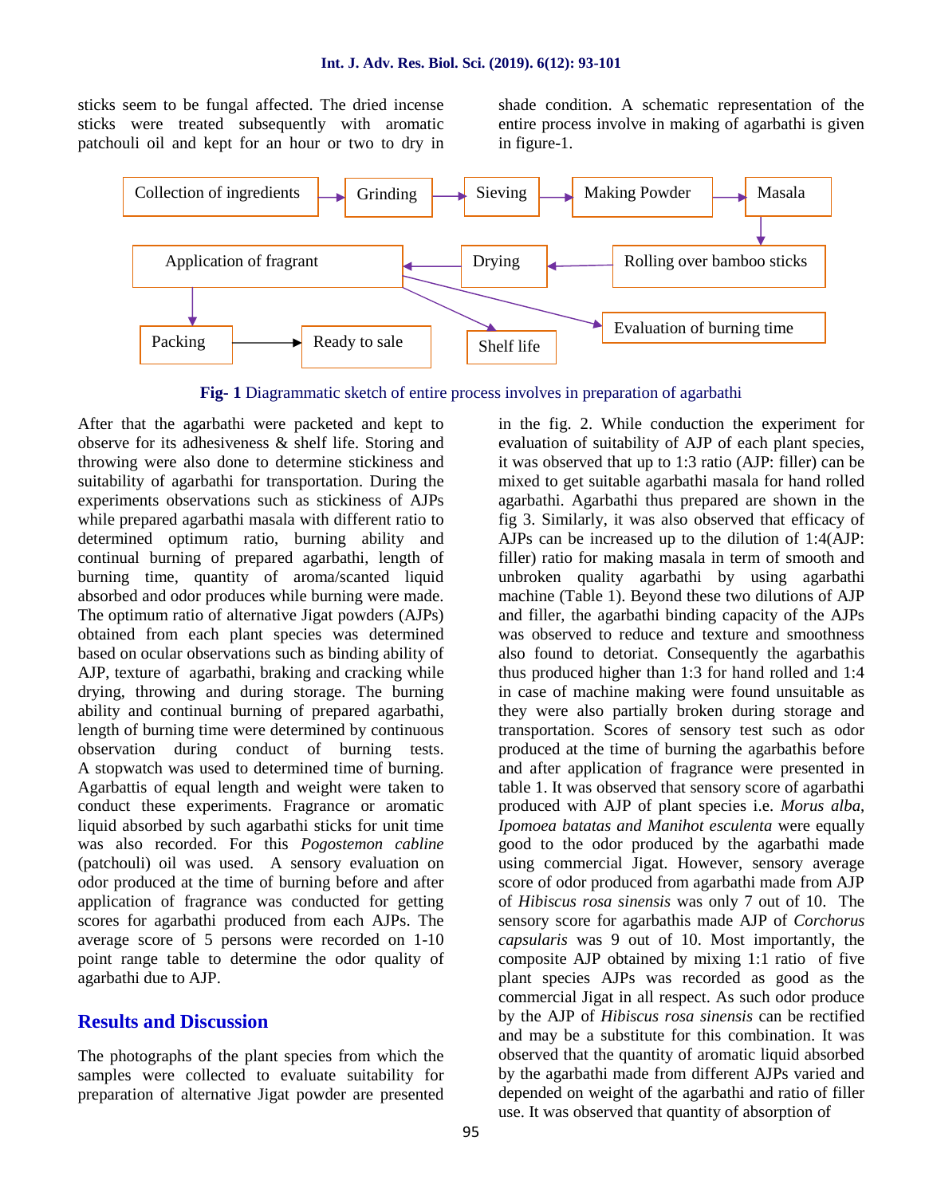sticks seem to be fungal affected. The dried incense sticks were treated subsequently with aromatic patchouli oil and kept for an hour or two to dry in shade condition. A schematic representation of the entire process involve in making of agarbathi is given in figure-1.

Collection of ingredients → Grinding → Sieving → Making Powder → Masala → Rolling over bamboo sticks → Drying → Application of fragrant → Packing → Ready to sale

Application of fragrant → Shelf life

Application of fragrant → Evaluation of burning time

**Fig- 1** Diagrammatic sketch of entire process involves in preparation of agarbathi

After that the agarbathi were packeted and kept to observe for its adhesiveness & shelf life. Storing and throwing were also done to determine stickiness and suitability of agarbathi for transportation. During the experiments observations such as stickiness of AJPs while prepared agarbathi masala with different ratio to determined optimum ratio, burning ability and continual burning of prepared agarbathi, length of burning time, quantity of aroma/scanted liquid absorbed and odor produces while burning were made. The optimum ratio of alternative Jigat powders (AJPs) obtained from each plant species was determined based on ocular observations such as binding ability of AJP, texture of agarbathi, braking and cracking while drying, throwing and during storage. The burning ability and continual burning of prepared agarbathi, length of burning time were determined by continuous observation during conduct of burning tests. A stopwatch was used to determined time of burning. Agarbattis of equal length and weight were taken to conduct these experiments. Fragrance or aromatic liquid absorbed by such agarbathi sticks for unit time was also recorded. For this *Pogostemon cabline* (patchouli) oil was used. A sensory evaluation on odor produced at the time of burning before and after application of fragrance was conducted for getting scores for agarbathi produced from each AJPs. The average score of 5 persons were recorded on 1-10 point range table to determine the odor quality of agarbathi due to AJP.

## Results and Discussion

The photographs of the plant species from which the samples were collected to evaluate suitability for preparation of alternative Jigat powder are presented in the fig. 2. While conduction the experiment for evaluation of suitability of AJP of each plant species, it was observed that up to 1:3 ratio (AJP: filler) can be mixed to get suitable agarbathi masala for hand rolled agarbathi. Agarbathi thus prepared are shown in the fig 3. Similarly, it was also observed that efficacy of AJPs can be increased up to the dilution of 1:4(AJP: filler) ratio for making masala in term of smooth and unbroken quality agarbathi by using agarbathi machine (Table 1). Beyond these two dilutions of AJP and filler, the agarbathi binding capacity of the AJPs was observed to reduce and texture and smoothness also found to detoriat. Consequently the agarbathis thus produced higher than 1:3 for hand rolled and 1:4 in case of machine making were found unsuitable as they were also partially broken during storage and transportation. Scores of sensory test such as odor produced at the time of burning the agarbathis before and after application of fragrance were presented in table 1. It was observed that sensory score of agarbathi produced with AJP of plant species i.e. *Morus alba*, *Ipomoea batatas and Manihot esculenta* were equally good to the odor produced by the agarbathi made using commercial Jigat. However, sensory average score of odor produced from agarbathi made from AJP of *Hibiscus rosa sinensis* was only 7 out of 10. The sensory score for agarbathis made AJP of *Corchorus capsularis* was 9 out of 10. Most importantly, the composite AJP obtained by mixing 1:1 ratio of five plant species AJPs was recorded as good as the commercial Jigat in all respect. As such odor produce by the AJP of *Hibiscus rosa sinensis* can be rectified and may be a substitute for this combination. It was observed that the quantity of aromatic liquid absorbed by the agarbathi made from different AJPs varied and depended on weight of the agarbathi and ratio of filler use. It was observed that quantity of absorption of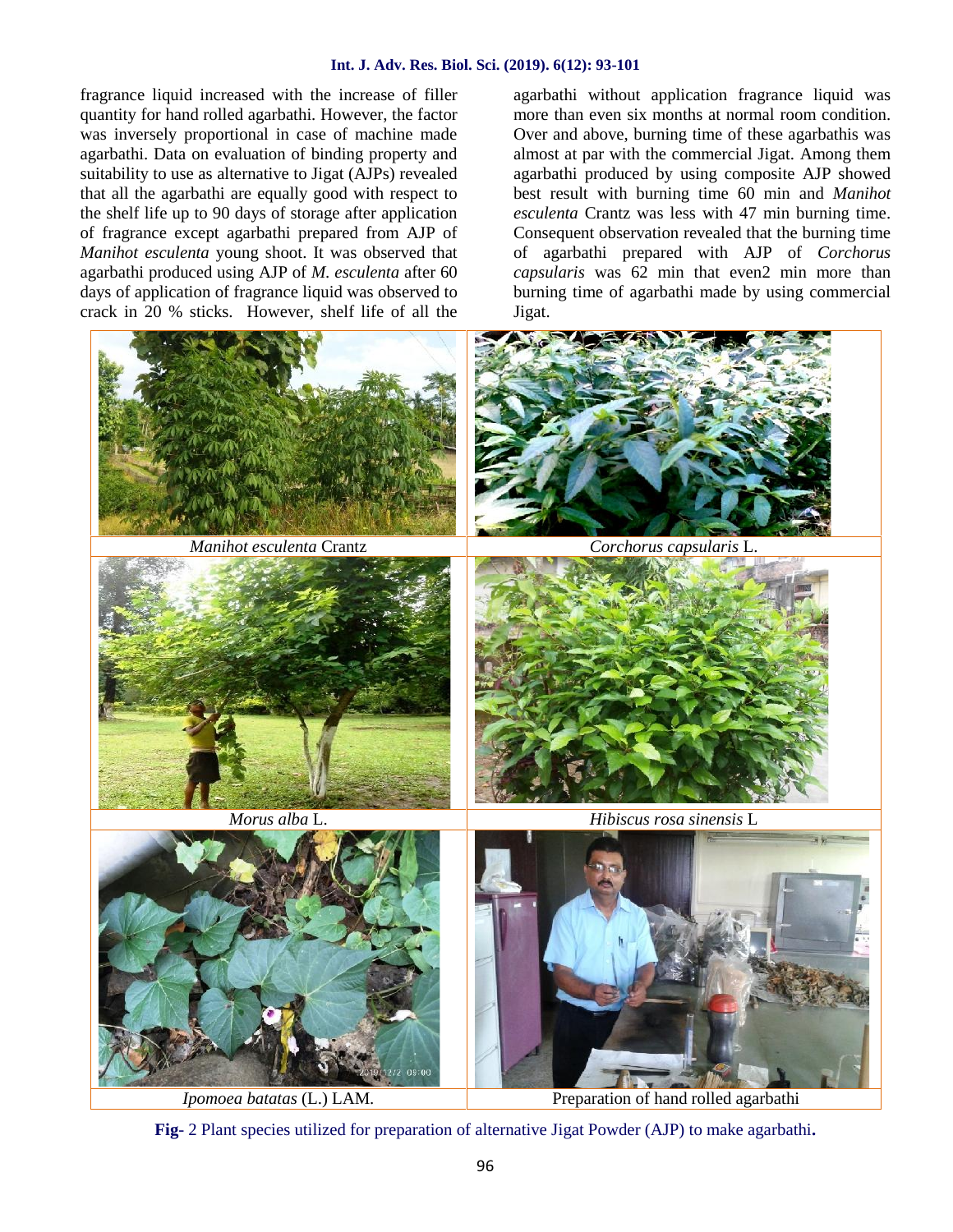fragrance liquid increased with the increase of filler quantity for hand rolled agarbathi. However, the factor was inversely proportional in case of machine made agarbathi. Data on evaluation of binding property and suitability to use as alternative to Jigat (AJPs) revealed that all the agarbathi are equally good with respect to the shelf life up to 90 days of storage after application of fragrance except agarbathi prepared from AJP of *Manihot esculenta* young shoot. It was observed that agarbathi produced using AJP of *M. esculenta* after 60 days of application of fragrance liquid was observed to crack in 20 % sticks. However, shelf life of all the agarbathi without application fragrance liquid was more than even six months at normal room condition. Over and above, burning time of these agarbathis was almost at par with the commercial Jigat. Among them agarbathi produced by using composite AJP showed best result with burning time 60 min and *Manihot esculenta* Crantz was less with 47 min burning time. Consequent observation revealed that the burning time of agarbathi prepared with AJP of *Corchorus capsularis* was 62 min that even2 min more than burning time of agarbathi made by using commercial Jigat.

| *Manihot esculenta* Crantz | *Corchorus capsularis* L. |
|---|---|
| *Morus alba* L. | *Hibiscus rosa sinensis* L |
| *Ipomoea batatas* (L.) LAM. | Preparation of hand rolled agarbathi |

**Fig**- 2 Plant species utilized for preparation of alternative Jigat Powder (AJP) to make agarbathi**.**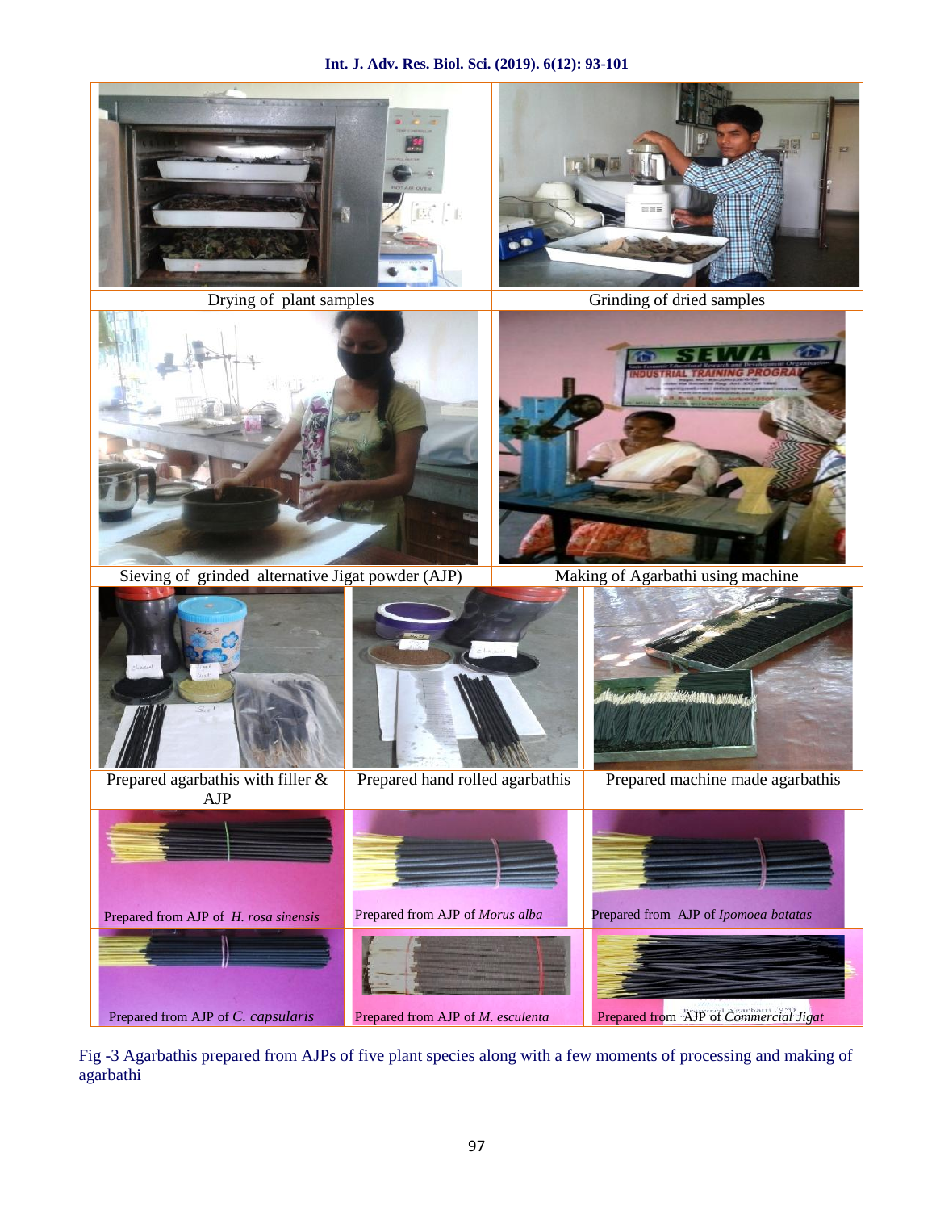| Drying of plant samples | Grinding of dried samples | |
| --- | --- | --- |
| Sieving of grinded alternative Jigat powder (AJP) | Making of Agarbathi using machine | |
| Prepared agarbathis with filler & AJP | Prepared hand rolled agarbathis | Prepared machine made agarbathis |
| Prepared from AJP of *H. rosa sinensis* | Prepared from AJP of *Morus alba* | Prepared from AJP of *Ipomoea batatas* |
| Prepared from AJP of *C. capsularis* | Prepared from AJP of *M. esculenta* | Prepared from AJP of *Commercial Jigat* |

Fig -3 Agarbathis prepared from AJPs of five plant species along with a few moments of processing and making of agarbathi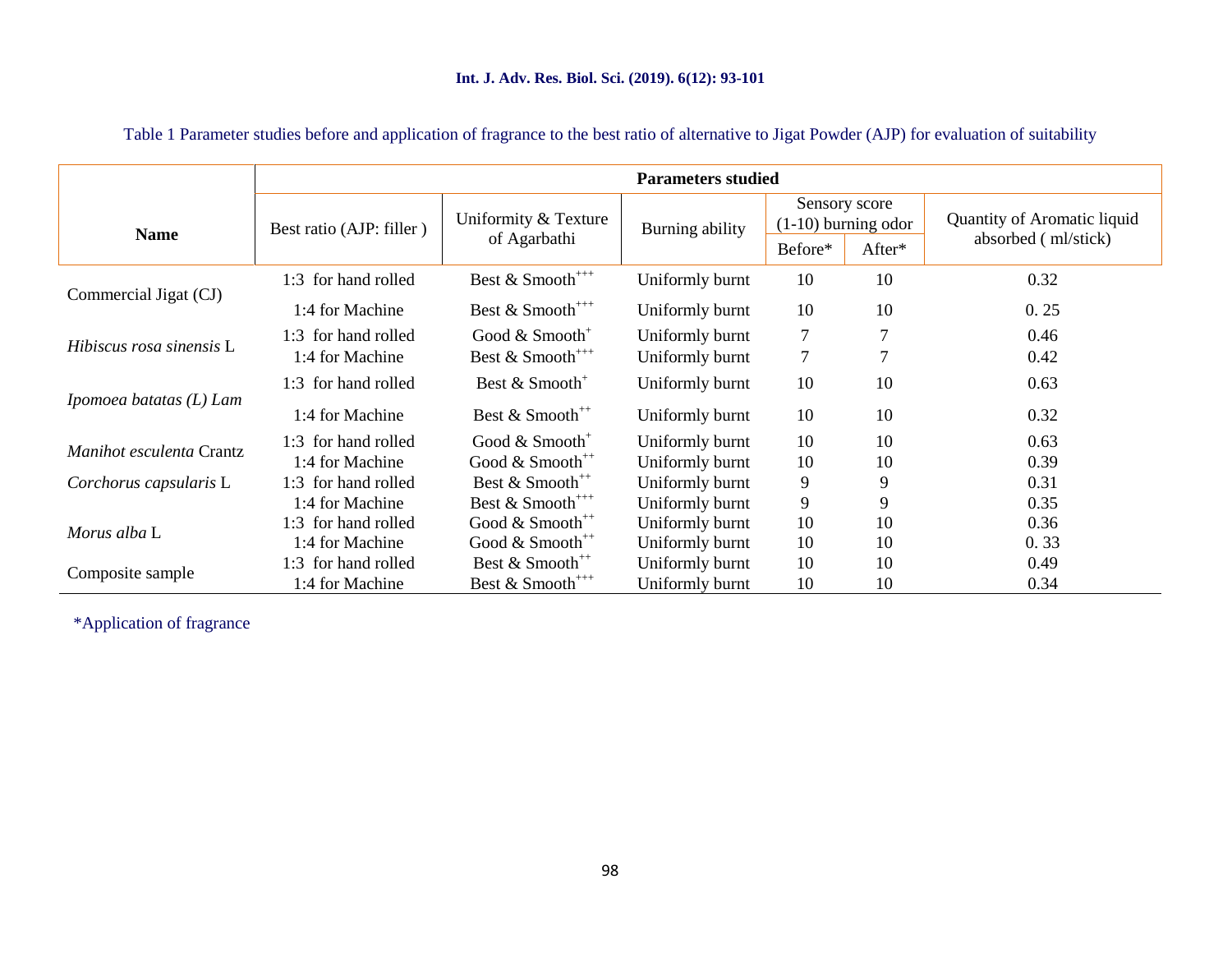Table 1 Parameter studies before and application of fragrance to the best ratio of alternative to Jigat Powder (AJP) for evaluation of suitability

| Name | Parameters studied | | | | | |
|---|---|---|---|---|---|---|
| | Best ratio (AJP: filler ) | Uniformity & Texture of Agarbathi | Burning ability | Sensory score (1-10) burning odor | | Quantity of Aromatic liquid absorbed ( ml/stick) |
| | | | | Before* | After* | |
| Commercial Jigat (CJ) | 1:3 for hand rolled | Best & Smooth$^{+++}$ | Uniformly burnt | 10 | 10 | 0.32 |
| | 1:4 for Machine | Best & Smooth$^{+++}$ | Uniformly burnt | 10 | 10 | 0. 25 |
| *Hibiscus rosa sinensis* L | 1:3 for hand rolled | Good & Smooth$^{+}$ | Uniformly burnt | 7 | 7 | 0.46 |
| | 1:4 for Machine | Best & Smooth$^{+++}$ | Uniformly burnt | 7 | 7 | 0.42 |
| *Ipomoea batatas (L) Lam* | 1:3 for hand rolled | Best & Smooth$^{+}$ | Uniformly burnt | 10 | 10 | 0.63 |
| | 1:4 for Machine | Best & Smooth$^{++}$ | Uniformly burnt | 10 | 10 | 0.32 |
| *Manihot esculenta* Crantz | 1:3 for hand rolled | Good & Smooth$^{+}$ | Uniformly burnt | 10 | 10 | 0.63 |
| | 1:4 for Machine | Good & Smooth$^{++}$ | Uniformly burnt | 10 | 10 | 0.39 |
| *Corchorus capsularis* L | 1:3 for hand rolled | Best & Smooth$^{++}$ | Uniformly burnt | 9 | 9 | 0.31 |
| | 1:4 for Machine | Best & Smooth$^{+++}$ | Uniformly burnt | 9 | 9 | 0.35 |
| *Morus alba* L | 1:3 for hand rolled | Good & Smooth$^{++}$ | Uniformly burnt | 10 | 10 | 0.36 |
| | 1:4 for Machine | Good & Smooth$^{++}$ | Uniformly burnt | 10 | 10 | 0. 33 |
| Composite sample | 1:3 for hand rolled | Best & Smooth$^{++}$ | Uniformly burnt | 10 | 10 | 0.49 |
| | 1:4 for Machine | Best & Smooth$^{+++}$ | Uniformly burnt | 10 | 10 | 0.34 |

*Application of fragrance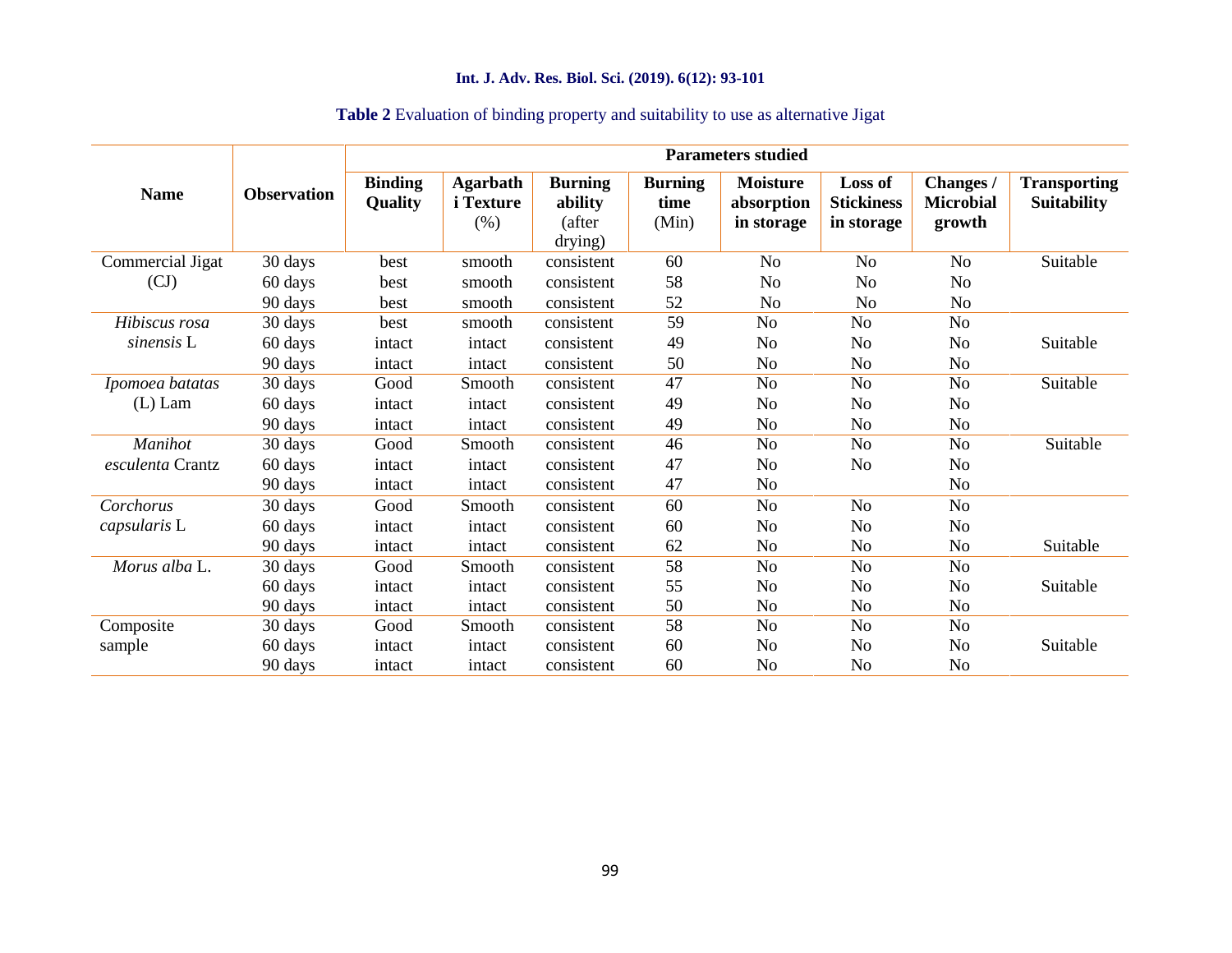**Table 2** Evaluation of binding property and suitability to use as alternative Jigat

| Name | Observation | Parameters studied | | | | | | | |
|---|---|---|---|---|---|---|---|---|---|
| | | **Binding Quality** | **Agarbathi Texture** (%) | **Burning ability** (after drying) | **Burning time** (Min) | **Moisture absorption in storage** | **Loss of Stickiness in storage** | **Changes / Microbial growth** | **Transporting Suitability** |
| Commercial Jigat (CJ) | 30 days | best | smooth | consistent | 60 | No | No | No | Suitable |
| | 60 days | best | smooth | consistent | 58 | No | No | No | |
| | 90 days | best | smooth | consistent | 52 | No | No | No | |
| *Hibiscus rosa sinensis* L | 30 days | best | smooth | consistent | 59 | No | No | No | |
| | 60 days | intact | intact | consistent | 49 | No | No | No | Suitable |
| | 90 days | intact | intact | consistent | 50 | No | No | No | |
| *Ipomoea batatas* (L) Lam | 30 days | Good | Smooth | consistent | 47 | No | No | No | Suitable |
| | 60 days | intact | intact | consistent | 49 | No | No | No | |
| | 90 days | intact | intact | consistent | 49 | No | No | No | |
| *Manihot esculenta* Crantz | 30 days | Good | Smooth | consistent | 46 | No | No | No | Suitable |
| | 60 days | intact | intact | consistent | 47 | No | No | No | |
| | 90 days | intact | intact | consistent | 47 | No | | No | |
| *Corchorus capsularis* L | 30 days | Good | Smooth | consistent | 60 | No | No | No | |
| | 60 days | intact | intact | consistent | 60 | No | No | No | |
| | 90 days | intact | intact | consistent | 62 | No | No | No | Suitable |
| *Morus alba* L. | 30 days | Good | Smooth | consistent | 58 | No | No | No | |
| | 60 days | intact | intact | consistent | 55 | No | No | No | Suitable |
| | 90 days | intact | intact | consistent | 50 | No | No | No | |
| Composite sample | 30 days | Good | Smooth | consistent | 58 | No | No | No | |
| | 60 days | intact | intact | consistent | 60 | No | No | No | Suitable |
| | 90 days | intact | intact | consistent | 60 | No | No | No | |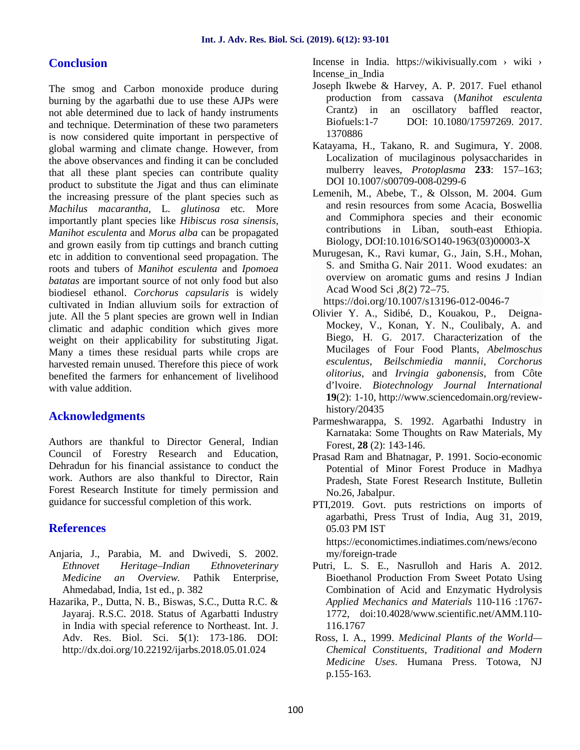## Conclusion

The smog and Carbon monoxide produce during burning by the agarbathi due to use these AJPs were not able determined due to lack of handy instruments and technique. Determination of these two parameters is now considered quite important in perspective of global warming and climate change. However, from the above observances and finding it can be concluded that all these plant species can contribute quality product to substitute the Jigat and thus can eliminate the increasing pressure of the plant species such as *Machilus macarantha*, L. *glutinosa* etc. More importantly plant species like *Hibiscus rosa sinensis*, *Manihot esculenta* and *Morus alba* can be propagated and grown easily from tip cuttings and branch cutting etc in addition to conventional seed propagation. The roots and tubers of *Manihot esculenta* and *Ipomoea batatas* are important source of not only food but also biodiesel ethanol. *Corchorus capsularis* is widely cultivated in Indian alluvium soils for extraction of jute. All the 5 plant species are grown well in Indian climatic and adaphic condition which gives more weight on their applicability for substituting Jigat. Many a times these residual parts while crops are harvested remain unused. Therefore this piece of work benefited the farmers for enhancement of livelihood with value addition.

## Acknowledgments

Authors are thankful to Director General, Indian Council of Forestry Research and Education, Dehradun for his financial assistance to conduct the work. Authors are also thankful to Director, Rain Forest Research Institute for timely permission and guidance for successful completion of this work.

## References

Anjaria, J., Parabia, M. and Dwivedi, S. 2002. *Ethnovet Heritage–Indian Ethnoveterinary Medicine an Overview.* Pathik Enterprise, Ahmedabad, India, 1st ed., p. 382

Hazarika, P., Dutta, N. B., Biswas, S.C., Dutta R.C. & Jayaraj. R.S.C. 2018. Status of Agarbatti Industry in India with special reference to Northeast. Int. J. Adv. Res. Biol. Sci. **5**(1): 173-186. DOI: http://dx.doi.org/10.22192/ijarbs.2018.05.01.024

Incense in India. https://wikivisually.com › wiki › Incense_in_India

Joseph Ikwebe & Harvey, A. P. 2017. Fuel ethanol production from cassava (*Manihot esculenta* Crantz) in an oscillatory baffled reactor, Biofuels:1-7 DOI: 10.1080/17597269. 2017. 1370886

Katayama, H., Takano, R. and Sugimura, Y. 2008. Localization of mucilaginous polysaccharides in mulberry leaves, *Protoplasma* **233**: 157–163; DOI 10.1007/s00709-008-0299-6

Lemenih, M., Abebe, T., & Olsson, M. 2004. Gum and resin resources from some Acacia, Boswellia and Commiphora species and their economic contributions in Liban, south-east Ethiopia. Biology, DOI:10.1016/SO140-1963(03)00003-X

Murugesan, K., Ravi kumar, G., Jain, S.H., Mohan, S. and Smitha G. Nair 2011. Wood exudates: an overview on aromatic gums and resins J Indian Acad Wood Sci ,8(2) 72–75. https://doi.org/10.1007/s13196-012-0046-7

Olivier Y. A., Sidibé, D., Kouakou, P., Deigna-Mockey, V., Konan, Y. N., Coulibaly, A. and Biego, H. G. 2017. Characterization of the Mucilages of Four Food Plants, *Abelmoschus esculentus*, *Beilschmiedia mannii*, *Corchorus olitorius*, and *Irvingia gabonensis*, from Côte d'lvoire. *Biotechnology Journal International* **19**(2): 1-10, http://www.sciencedomain.org/review-history/20435

Parmeshwarappa, S. 1992. Agarbathi Industry in Karnataka: Some Thoughts on Raw Materials, My Forest, **28** (2): 143-146.

Prasad Ram and Bhatnagar, P. 1991. Socio-economic Potential of Minor Forest Produce in Madhya Pradesh, State Forest Research Institute, Bulletin No.26, Jabalpur.

PTI,2019. Govt. puts restrictions on imports of agarbathi, Press Trust of India, Aug 31, 2019, 05.03 PM IST https://economictimes.indiatimes.com/news/economy/foreign-trade

Putri, L. S. E., Nasrulloh and Haris A. 2012. Bioethanol Production From Sweet Potato Using Combination of Acid and Enzymatic Hydrolysis *Applied Mechanics and Materials* 110-116 :1767-1772, doi:10.4028/www.scientific.net/AMM.110-116.1767

Ross, I. A., 1999. *Medicinal Plants of the World—Chemical Constituents, Traditional and Modern Medicine Uses*. Humana Press. Totowa, NJ p.155-163.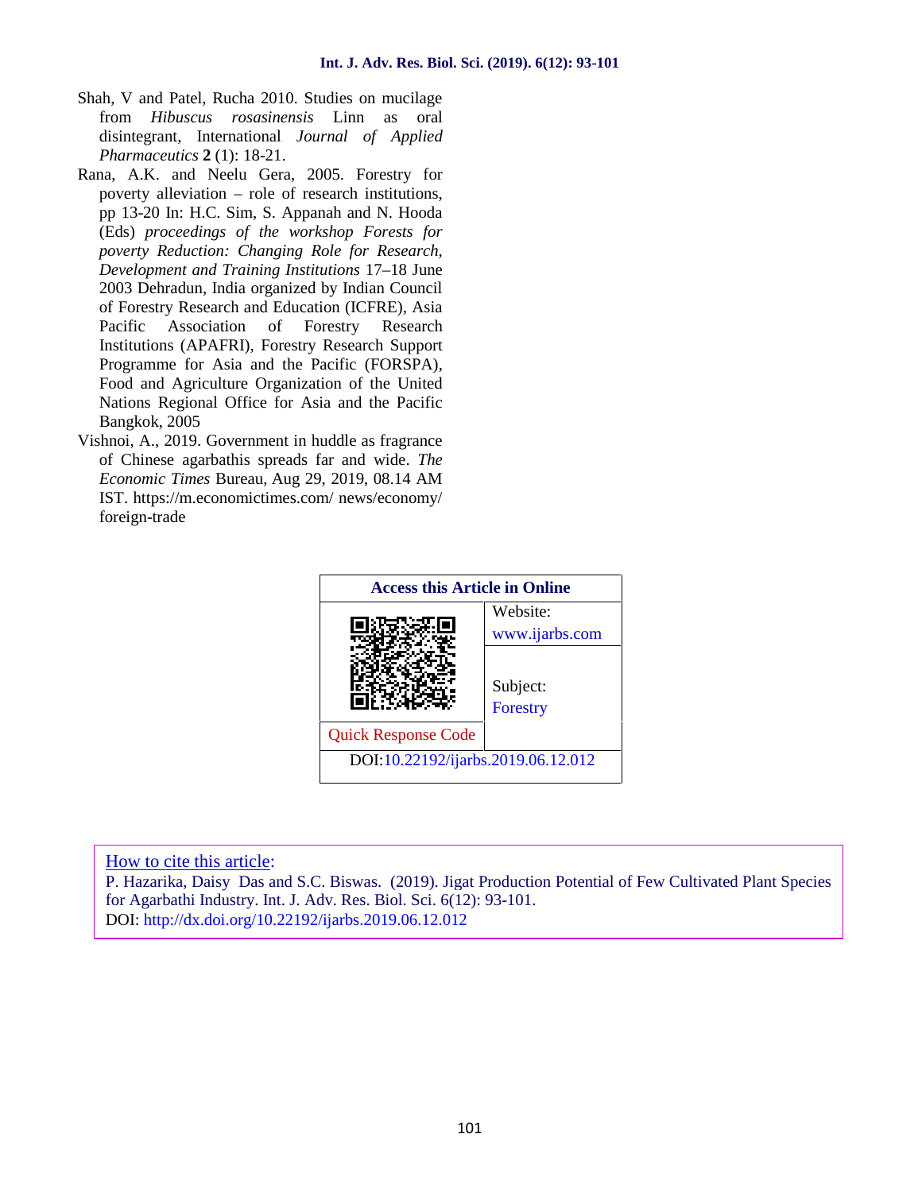Shah, V and Patel, Rucha 2010. Studies on mucilage from *Hibuscus rosasinensis* Linn as oral disintegrant, International *Journal of Applied Pharmaceutics* **2** (1): 18-21.

Rana, A.K. and Neelu Gera, 2005. Forestry for poverty alleviation – role of research institutions, pp 13-20 In: H.C. Sim, S. Appanah and N. Hooda (Eds) *proceedings of the workshop Forests for poverty Reduction: Changing Role for Research, Development and Training Institutions* 17–18 June 2003 Dehradun, India organized by Indian Council of Forestry Research and Education (ICFRE), Asia Pacific Association of Forestry Research Institutions (APAFRI), Forestry Research Support Programme for Asia and the Pacific (FORSPA), Food and Agriculture Organization of the United Nations Regional Office for Asia and the Pacific Bangkok, 2005

Vishnoi, A., 2019. Government in huddle as fragrance of Chinese agarbathis spreads far and wide. *The Economic Times* Bureau, Aug 29, 2019, 08.14 AM IST. https://m.economictimes.com/ news/economy/ foreign-trade

| Access this Article in Online | |
|---|---|
| | Website: www.ijarbs.com |
| | Subject: Forestry |
| Quick Response Code | |
| DOI:10.22192/ijarbs.2019.06.12.012 | |

How to cite this article:
P. Hazarika, Daisy Das and S.C. Biswas. (2019). Jigat Production Potential of Few Cultivated Plant Species for Agarbathi Industry. Int. J. Adv. Res. Biol. Sci. 6(12): 93-101.
DOI: http://dx.doi.org/10.22192/ijarbs.2019.06.12.012